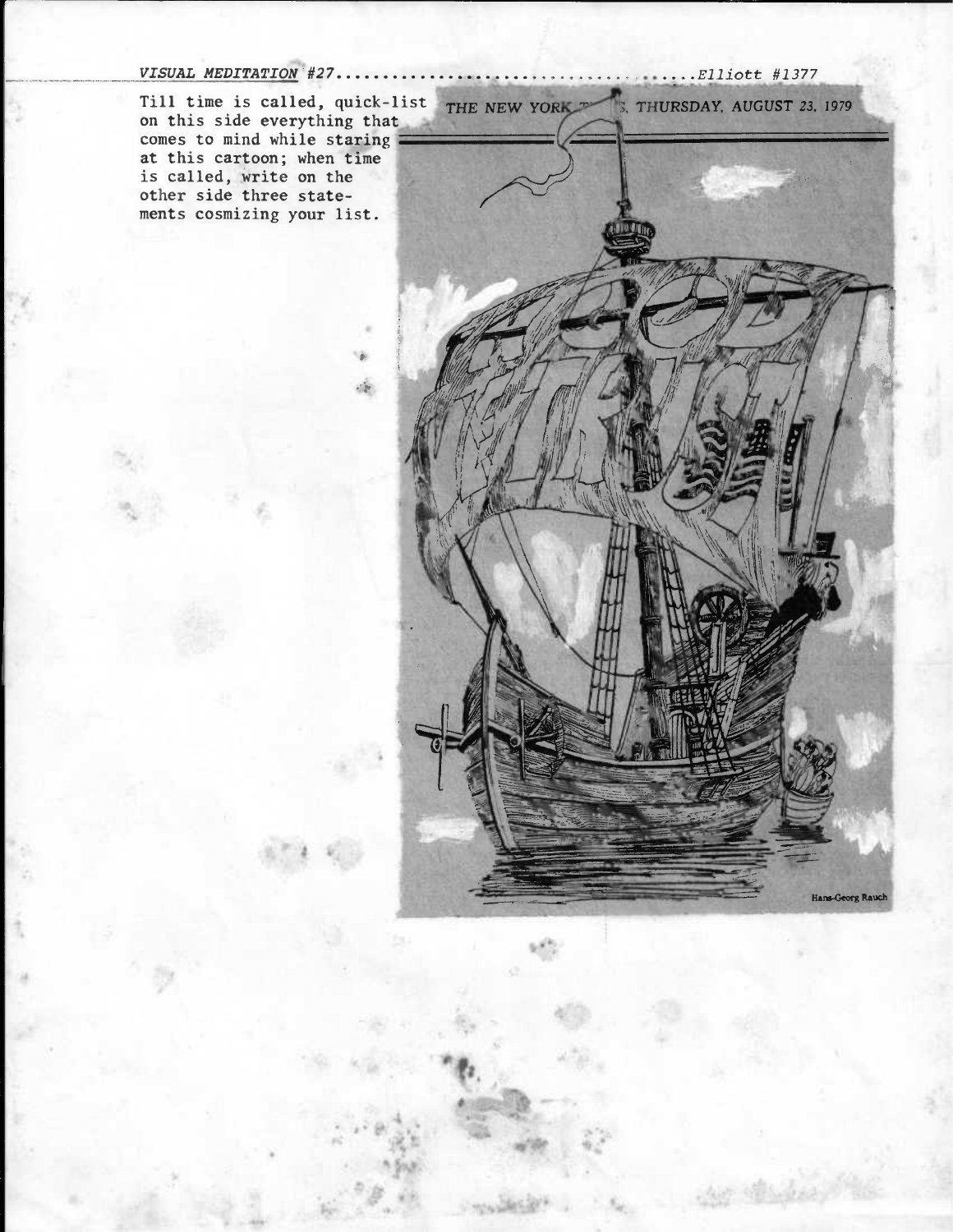*VISUAL MEDITATION* #27........................................*Elliott #1377*

Till time is called, quick-list on this side everything that comes to mind while staring at this cartoon; when time is called, write on the other side three statements cosmizing your list.

THE NEW YORK T[...]S, THURSDAY, AUGUST 23, 1979

Hans-Georg Rauch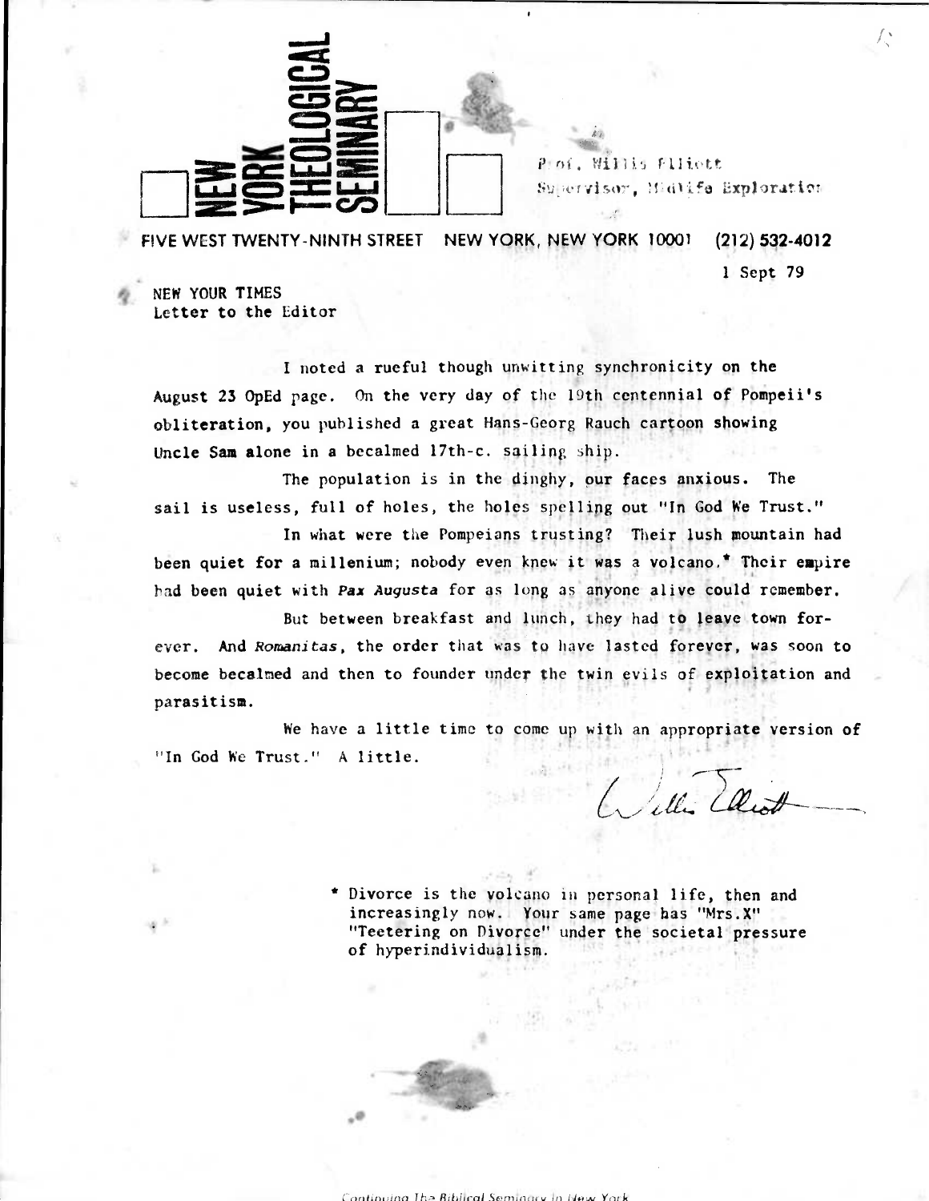NEW YORK THEOLOGICAL SEMINARY

Prof. Willis Elliott
Supervisor, Midlife Exploration

FIVE WEST TWENTY-NINTH STREET NEW YORK, NEW YORK 10001 (212) 532-4012

1 Sept 79

NEW YOUR TIMES
Letter to the Editor

I noted a rueful though unwitting synchronicity on the August 23 OpEd page. On the very day of the 19th centennial of Pompeii's obliteration, you published a great Hans-Georg Rauch cartoon showing Uncle Sam alone in a becalmed 17th-c. sailing ship.

The population is in the dinghy, our faces anxious. The sail is useless, full of holes, the holes spelling out "In God We Trust."

In what were the Pompeians trusting? Their lush mountain had been quiet for a millenium; nobody even knew it was a volcano.* Their empire had been quiet with *Pax Augusta* for as long as anyone alive could remember.

But between breakfast and lunch, they had to leave town forever. And *Romanitas*, the order that was to have lasted forever, was soon to become becalmed and then to founder under the twin evils of exploitation and parasitism.

We have a little time to come up with an appropriate version of "In God We Trust." A little.

Willis Elliott

\* Divorce is the volcano in personal life, then and increasingly now. Your same page has "Mrs.X" "Teetering on Divorce" under the societal pressure of hyperindividualism.

Continuing The Biblical Seminary In New York